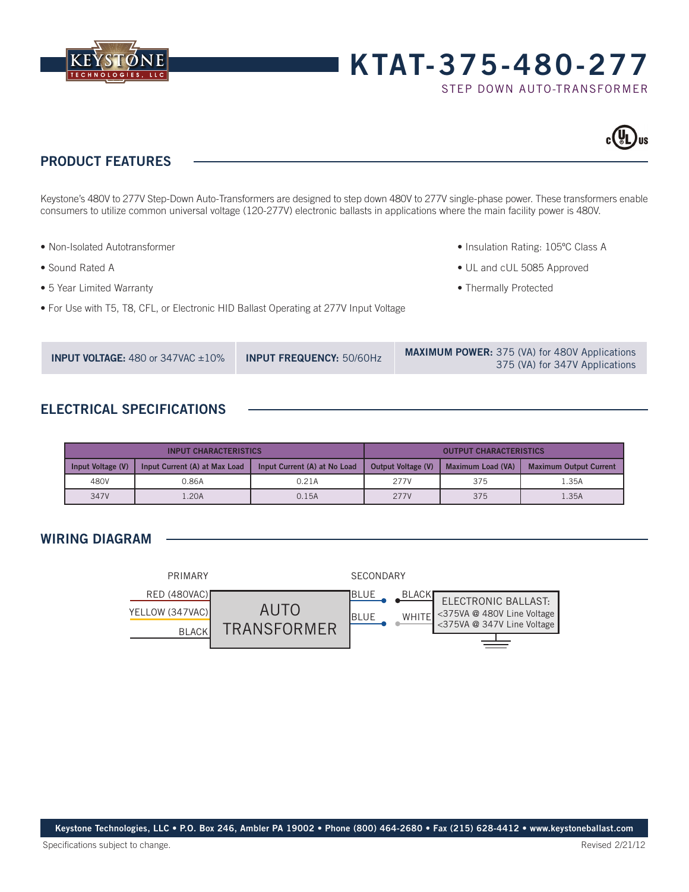KEYSTONE TECHNOLOGIES, LLC

# KTAT-375-480-277

STEP DOWN AUTO-TRANSFORMER

c UL us

## PRODUCT FEATURES

Keystone's 480V to 277V Step-Down Auto-Transformers are designed to step down 480V to 277V single-phase power. These transformers enable consumers to utilize common universal voltage (120-277V) electronic ballasts in applications where the main facility power is 480V.

- Non-Isolated Autotransformer
- Sound Rated A
- 5 Year Limited Warranty
- For Use with T5, T8, CFL, or Electronic HID Ballast Operating at 277V Input Voltage
- Insulation Rating: 105ºC Class A
- UL and cUL 5085 Approved
- Thermally Protected

| **INPUT VOLTAGE:** 480 or 347VAC ±10% | **INPUT FREQUENCY:** 50/60Hz | **MAXIMUM POWER:** 375 (VA) for 480V Applications<br>375 (VA) for 347V Applications |
|---|---|---|

## ELECTRICAL SPECIFICATIONS

| INPUT CHARACTERISTICS | | | OUTPUT CHARACTERISTICS | | |
|---|---|---|---|---|---|
| Input Voltage (V) | Input Current (A) at Max Load | Input Current (A) at No Load | Output Voltage (V) | Maximum Load (VA) | Maximum Output Current |
| 480V | 0.86A | 0.21A | 277V | 375 | 1.35A |
| 347V | 1.20A | 0.15A | 277V | 375 | 1.35A |

## WIRING DIAGRAM

PRIMARY: RED (480VAC), YELLOW (347VAC), BLACK → AUTO TRANSFORMER

SECONDARY: BLUE → BLACK; BLUE → WHITE → ELECTRONIC BALLAST: <375VA @ 480V Line Voltage, <375VA @ 347V Line Voltage

Keystone Technologies, LLC • P.O. Box 246, Ambler PA 19002 • Phone (800) 464-2680 • Fax (215) 628-4412 • www.keystoneballast.com

Specifications subject to change. Revised 2/21/12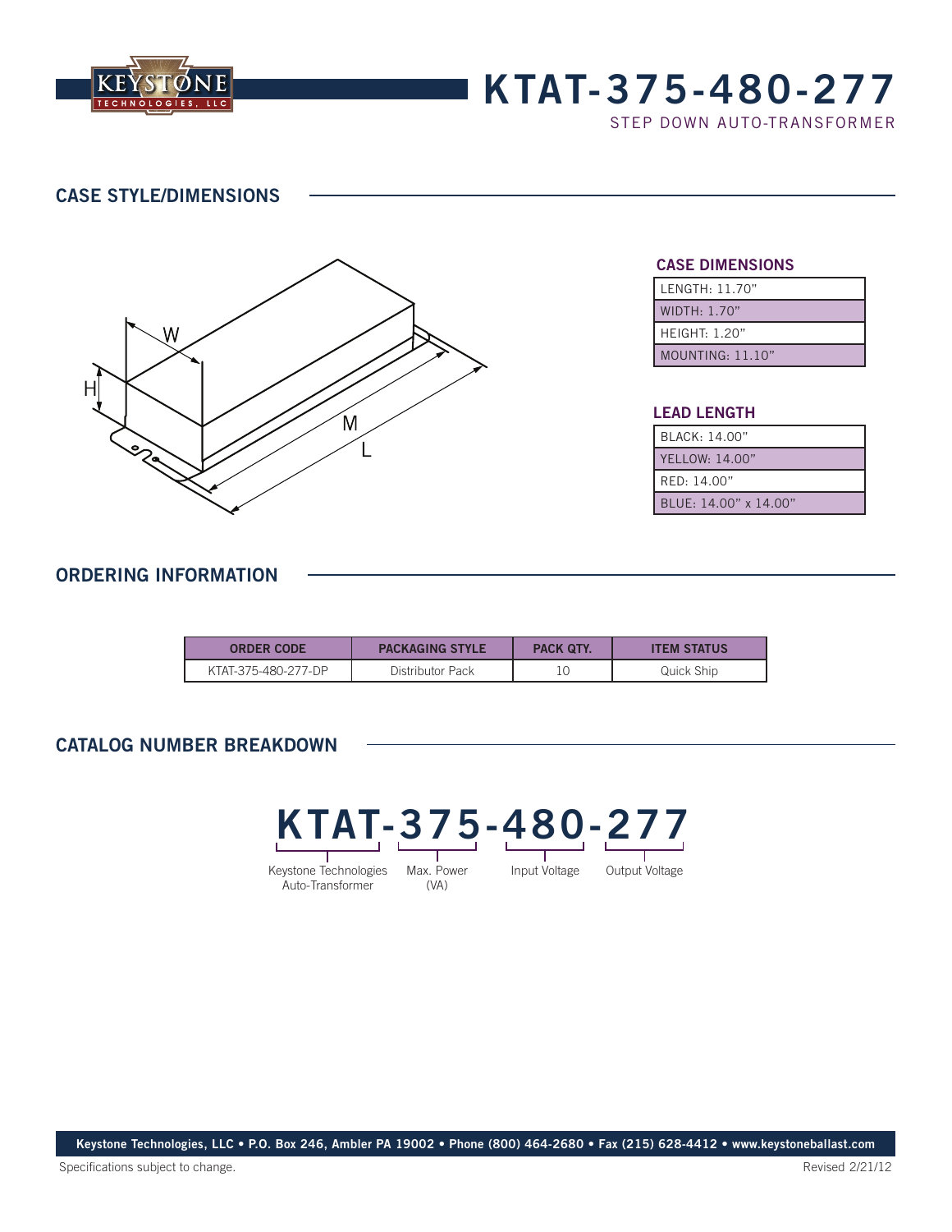# KTAT-375-480-277

STEP DOWN AUTO-TRANSFORMER

## CASE STYLE/DIMENSIONS

W

H

M

L

### CASE DIMENSIONS

| |
|---|
| LENGTH: 11.70" |
| WIDTH: 1.70" |
| HEIGHT: 1.20" |
| MOUNTING: 11.10" |

### LEAD LENGTH

| |
|---|
| BLACK: 14.00" |
| YELLOW: 14.00" |
| RED: 14.00" |
| BLUE: 14.00" x 14.00" |

## ORDERING INFORMATION

| ORDER CODE | PACKAGING STYLE | PACK QTY. | ITEM STATUS |
|---|---|---|---|
| KTAT-375-480-277-DP | Distributor Pack | 10 | Quick Ship |

## CATALOG NUMBER BREAKDOWN

**KTAT-375-480-277**

- KTAT: Keystone Technologies Auto-Transformer
- 375: Max. Power (VA)
- 480: Input Voltage
- 277: Output Voltage

Keystone Technologies, LLC • P.O. Box 246, Ambler PA 19002 • Phone (800) 464-2680 • Fax (215) 628-4412 • www.keystoneballast.com

Specifications subject to change.

Revised 2/21/12